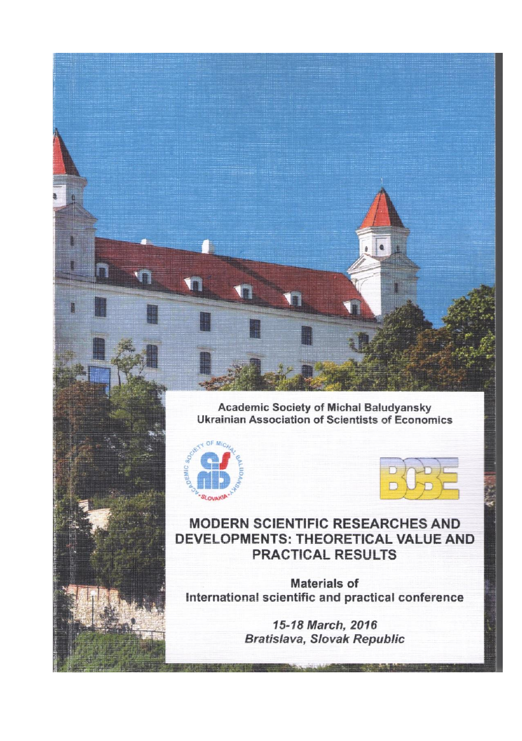Academic Society of Michal Baludyansky
Ukrainian Association of Scientists of Economics

# MODERN SCIENTIFIC RESEARCHES AND DEVELOPMENTS: THEORETICAL VALUE AND PRACTICAL RESULTS

Materials of
International scientific and practical conference

*15-18 March, 2016*
*Bratislava, Slovak Republic*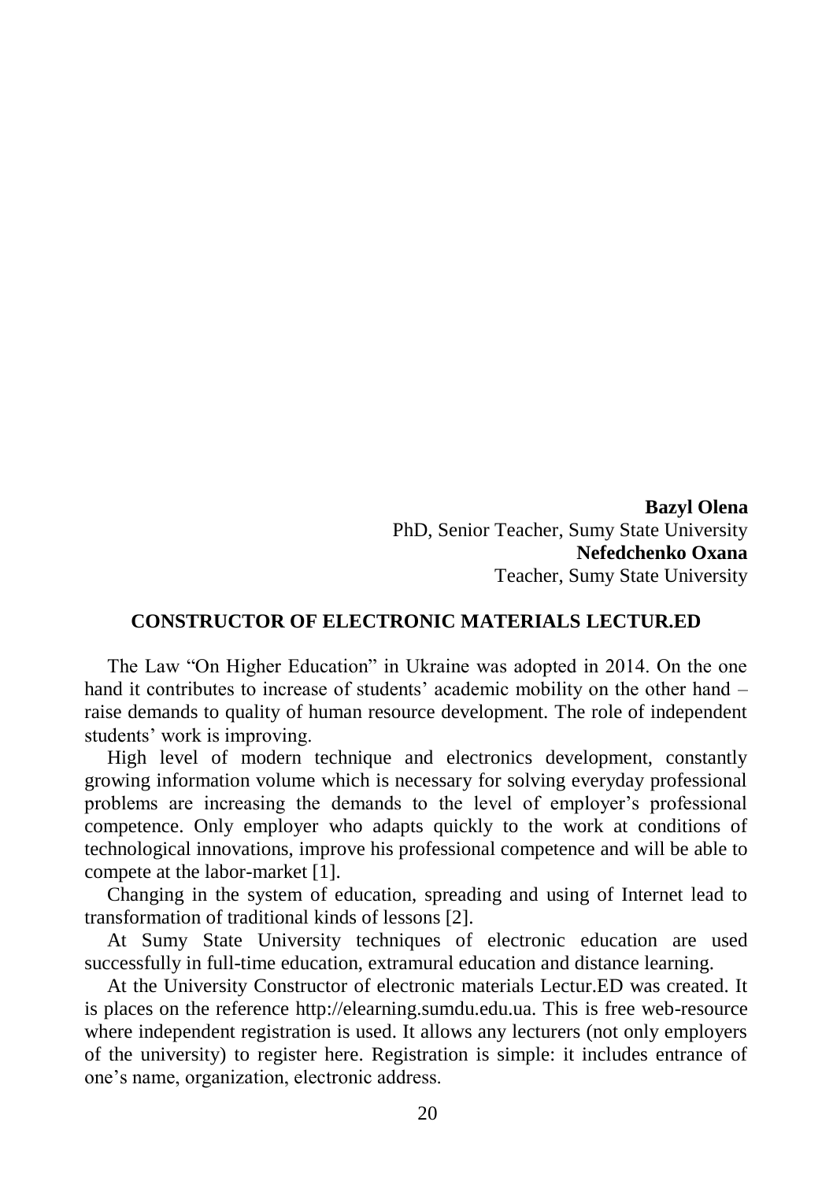**Bazyl Olena**
PhD, Senior Teacher, Sumy State University
**Nefedchenko Oxana**
Teacher, Sumy State University

## CONSTRUCTOR OF ELECTRONIC MATERIALS LECTUR.ED

The Law "On Higher Education" in Ukraine was adopted in 2014. On the one hand it contributes to increase of students' academic mobility on the other hand – raise demands to quality of human resource development. The role of independent students' work is improving.

High level of modern technique and electronics development, constantly growing information volume which is necessary for solving everyday professional problems are increasing the demands to the level of employer's professional competence. Only employer who adapts quickly to the work at conditions of technological innovations, improve his professional competence and will be able to compete at the labor-market [1].

Changing in the system of education, spreading and using of Internet lead to transformation of traditional kinds of lessons [2].

At Sumy State University techniques of electronic education are used successfully in full-time education, extramural education and distance learning.

At the University Constructor of electronic materials Lectur.ED was created. It is places on the reference http://elearning.sumdu.edu.ua. This is free web-resource where independent registration is used. It allows any lecturers (not only employers of the university) to register here. Registration is simple: it includes entrance of one's name, organization, electronic address.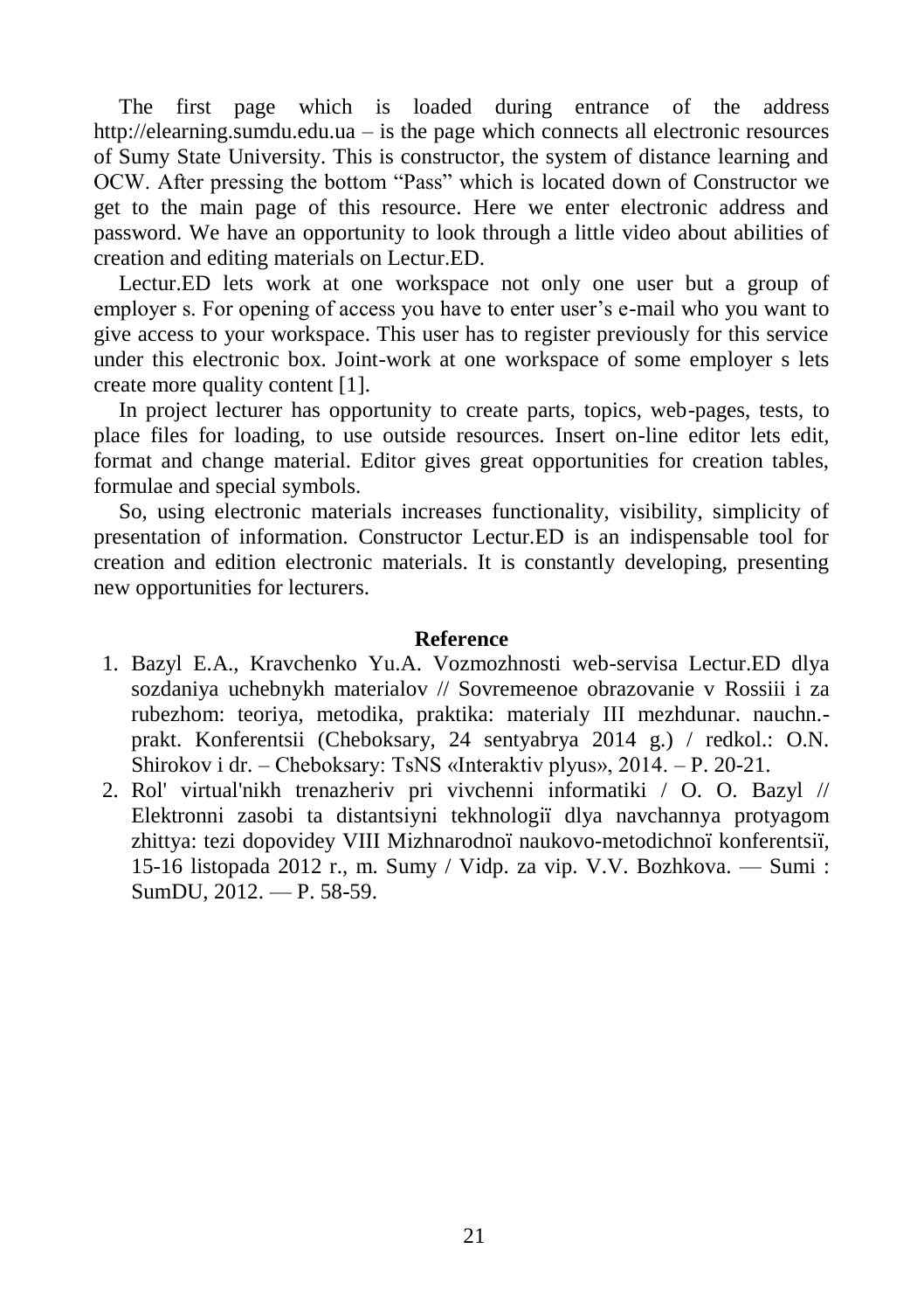The first page which is loaded during entrance of the address http://elearning.sumdu.edu.ua – is the page which connects all electronic resources of Sumy State University. This is constructor, the system of distance learning and OCW. After pressing the bottom “Pass” which is located down of Constructor we get to the main page of this resource. Here we enter electronic address and password. We have an opportunity to look through a little video about abilities of creation and editing materials on Lectur.ED.

Lectur.ED lets work at one workspace not only one user but a group of employer s. For opening of access you have to enter user’s e-mail who you want to give access to your workspace. This user has to register previously for this service under this electronic box. Joint-work at one workspace of some employer s lets create more quality content [1].

In project lecturer has opportunity to create parts, topics, web-pages, tests, to place files for loading, to use outside resources. Insert on-line editor lets edit, format and change material. Editor gives great opportunities for creation tables, formulae and special symbols.

So, using electronic materials increases functionality, visibility, simplicity of presentation of information. Constructor Lectur.ED is an indispensable tool for creation and edition electronic materials. It is constantly developing, presenting new opportunities for lecturers.

**Reference**

1. Bazyl E.A., Kravchenko Yu.A. Vozmozhnosti web-servisa Lectur.ED dlya sozdaniya uchebnykh materialov // Sovremeenoe obrazovanie v Rossiii i za rubezhom: teoriya, metodika, praktika: materialy III mezhdunar. nauchn.-prakt. Konferentsii (Cheboksary, 24 sentyabrya 2014 g.) / redkol.: O.N. Shirokov i dr. – Cheboksary: TsNS «Interaktiv plyus», 2014. – P. 20-21.
2. Rol' virtual'nikh trenazheriv pri vivchenni informatiki / O. O. Bazyl // Elektronni zasobi ta distantsiyni tekhnologiï dlya navchannya protyagom zhittya: tezi dopovidey VIII Mizhnarodnoï naukovo-metodichnoï konferentsiï, 15-16 listopada 2012 r., m. Sumy / Vidp. za vip. V.V. Bozhkova. — Sumi : SumDU, 2012. — P. 58-59.